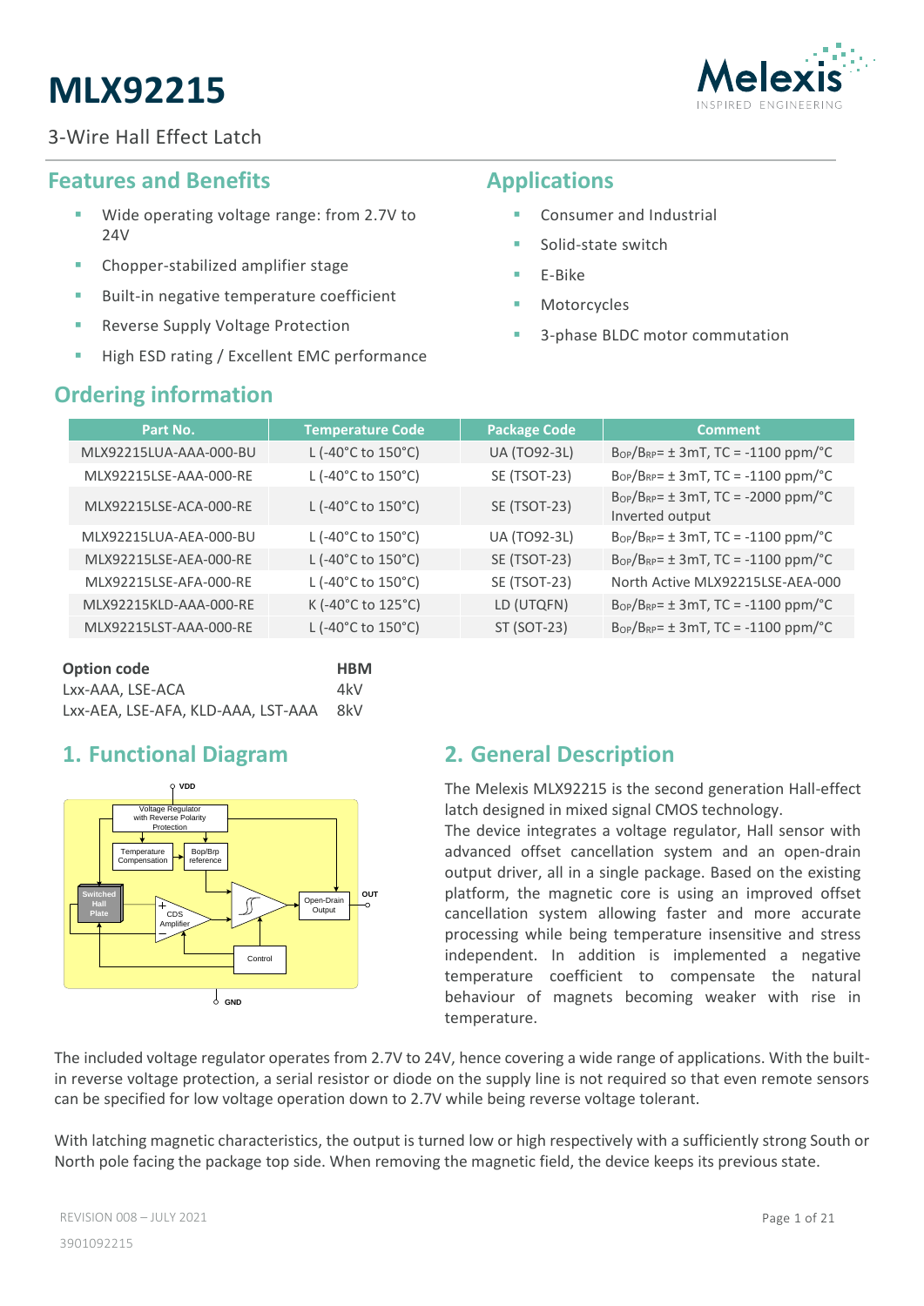# MLX92215

3-Wire Hall Effect Latch

## Features and Benefits

- Wide operating voltage range: from 2.7V to 24V
- Chopper-stabilized amplifier stage
- Built-in negative temperature coefficient
- Reverse Supply Voltage Protection
- High ESD rating / Excellent EMC performance

## Applications

- Consumer and Industrial
- Solid-state switch
- E-Bike
- Motorcycles
- 3-phase BLDC motor commutation

## Ordering information

| Part No. | Temperature Code | Package Code | Comment |
|---|---|---|---|
| MLX92215LUA-AAA-000-BU | L (-40°C to 150°C) | UA (TO92-3L) | $B_{OP}/B_{RP}$= ± 3mT, TC = -1100 ppm/°C |
| MLX92215LSE-AAA-000-RE | L (-40°C to 150°C) | SE (TSOT-23) | $B_{OP}/B_{RP}$= ± 3mT, TC = -1100 ppm/°C |
| MLX92215LSE-ACA-000-RE | L (-40°C to 150°C) | SE (TSOT-23) | $B_{OP}/B_{RP}$= ± 3mT, TC = -2000 ppm/°C Inverted output |
| MLX92215LUA-AEA-000-BU | L (-40°C to 150°C) | UA (TO92-3L) | $B_{OP}/B_{RP}$= ± 3mT, TC = -1100 ppm/°C |
| MLX92215LSE-AEA-000-RE | L (-40°C to 150°C) | SE (TSOT-23) | $B_{OP}/B_{RP}$= ± 3mT, TC = -1100 ppm/°C |
| MLX92215LSE-AFA-000-RE | L (-40°C to 150°C) | SE (TSOT-23) | North Active MLX92215LSE-AEA-000 |
| MLX92215KLD-AAA-000-RE | K (-40°C to 125°C) | LD (UTQFN) | $B_{OP}/B_{RP}$= ± 3mT, TC = -1100 ppm/°C |
| MLX92215LST-AAA-000-RE | L (-40°C to 150°C) | ST (SOT-23) | $B_{OP}/B_{RP}$= ± 3mT, TC = -1100 ppm/°C |

| Option code | HBM |
|---|---|
| Lxx-AAA, LSE-ACA | 4kV |
| Lxx-AEA, LSE-AFA, KLD-AAA, LST-AAA | 8kV |

## 1. Functional Diagram

VDD

Voltage Regulator with Reverse Polarity Protection

Temperature Compensation

Bop/Brp reference

Switched Hall Plate

CDS Amplifier

Open-Drain Output

OUT

Control

GND

## 2. General Description

The Melexis MLX92215 is the second generation Hall-effect latch designed in mixed signal CMOS technology.

The device integrates a voltage regulator, Hall sensor with advanced offset cancellation system and an open-drain output driver, all in a single package. Based on the existing platform, the magnetic core is using an improved offset cancellation system allowing faster and more accurate processing while being temperature insensitive and stress independent. In addition is implemented a negative temperature coefficient to compensate the natural behaviour of magnets becoming weaker with rise in temperature.

The included voltage regulator operates from 2.7V to 24V, hence covering a wide range of applications. With the built-in reverse voltage protection, a serial resistor or diode on the supply line is not required so that even remote sensors can be specified for low voltage operation down to 2.7V while being reverse voltage tolerant.

With latching magnetic characteristics, the output is turned low or high respectively with a sufficiently strong South or North pole facing the package top side. When removing the magnetic field, the device keeps its previous state.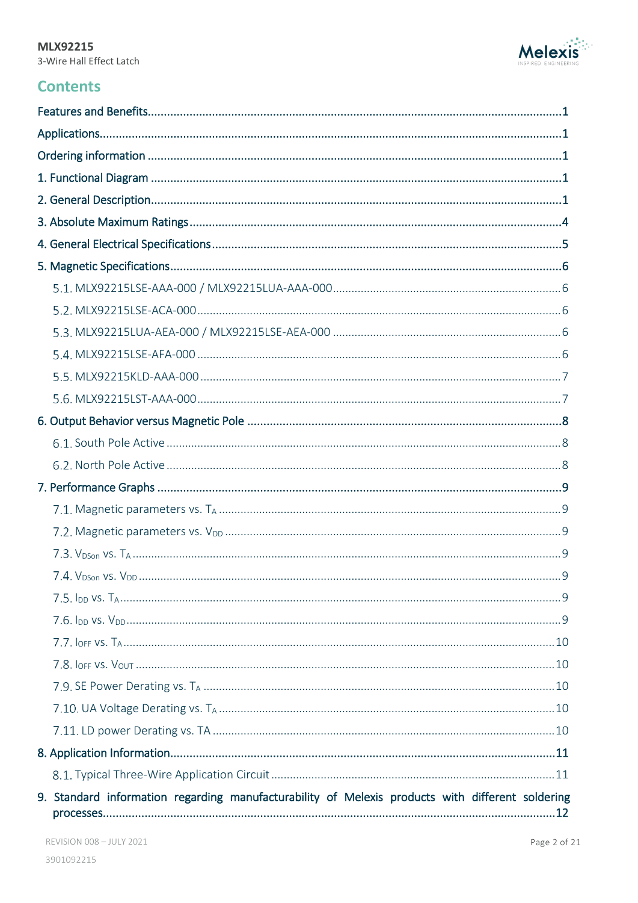## Contents

Features and Benefits ..... 1
Applications ..... 1
Ordering information ..... 1
1. Functional Diagram ..... 1
2. General Description ..... 1
3. Absolute Maximum Ratings ..... 4
4. General Electrical Specifications ..... 5
5. Magnetic Specifications ..... 6
  5.1. MLX92215LSE-AAA-000 / MLX92215LUA-AAA-000 ..... 6
  5.2. MLX92215LSE-ACA-000 ..... 6
  5.3. MLX92215LUA-AEA-000 / MLX92215LSE-AEA-000 ..... 6
  5.4. MLX92215LSE-AFA-000 ..... 6
  5.5. MLX92215KLD-AAA-000 ..... 7
  5.6. MLX92215LST-AAA-000 ..... 7
6. Output Behavior versus Magnetic Pole ..... 8
  6.1. South Pole Active ..... 8
  6.2. North Pole Active ..... 8
7. Performance Graphs ..... 9
  7.1. Magnetic parameters vs. $T_A$ ..... 9
  7.2. Magnetic parameters vs. $V_{DD}$ ..... 9
  7.3. $V_{DSon}$ vs. $T_A$ ..... 9
  7.4. $V_{DSon}$ vs. $V_{DD}$ ..... 9
  7.5. $I_{DD}$ vs. $T_A$ ..... 9
  7.6. $I_{DD}$ vs. $V_{DD}$ ..... 9
  7.7. $I_{OFF}$ vs. $T_A$ ..... 10
  7.8. $I_{OFF}$ vs. $V_{OUT}$ ..... 10
  7.9. SE Power Derating vs. $T_A$ ..... 10
  7.10. UA Voltage Derating vs. $T_A$ ..... 10
  7.11. LD power Derating vs. TA ..... 10
8. Application Information ..... 11
  8.1. Typical Three-Wire Application Circuit ..... 11
9. Standard information regarding manufacturability of Melexis products with different soldering processes ..... 12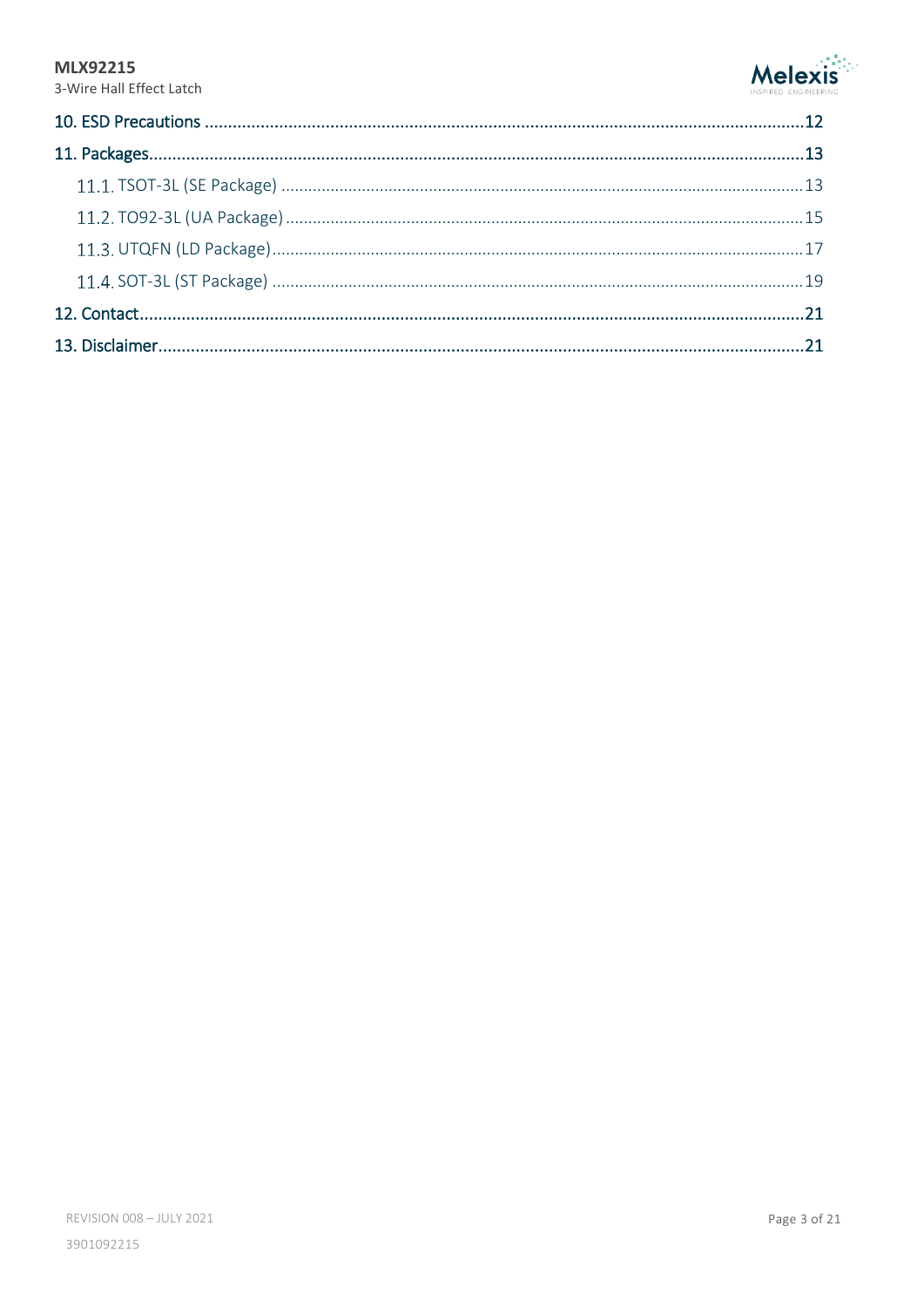10. ESD Precautions .....12

11. Packages.....13

  11.1. TSOT-3L (SE Package) .....13

  11.2. TO92-3L (UA Package) .....15

  11.3. UTQFN (LD Package) .....17

  11.4. SOT-3L (ST Package) .....19

12. Contact.....21

13. Disclaimer.....21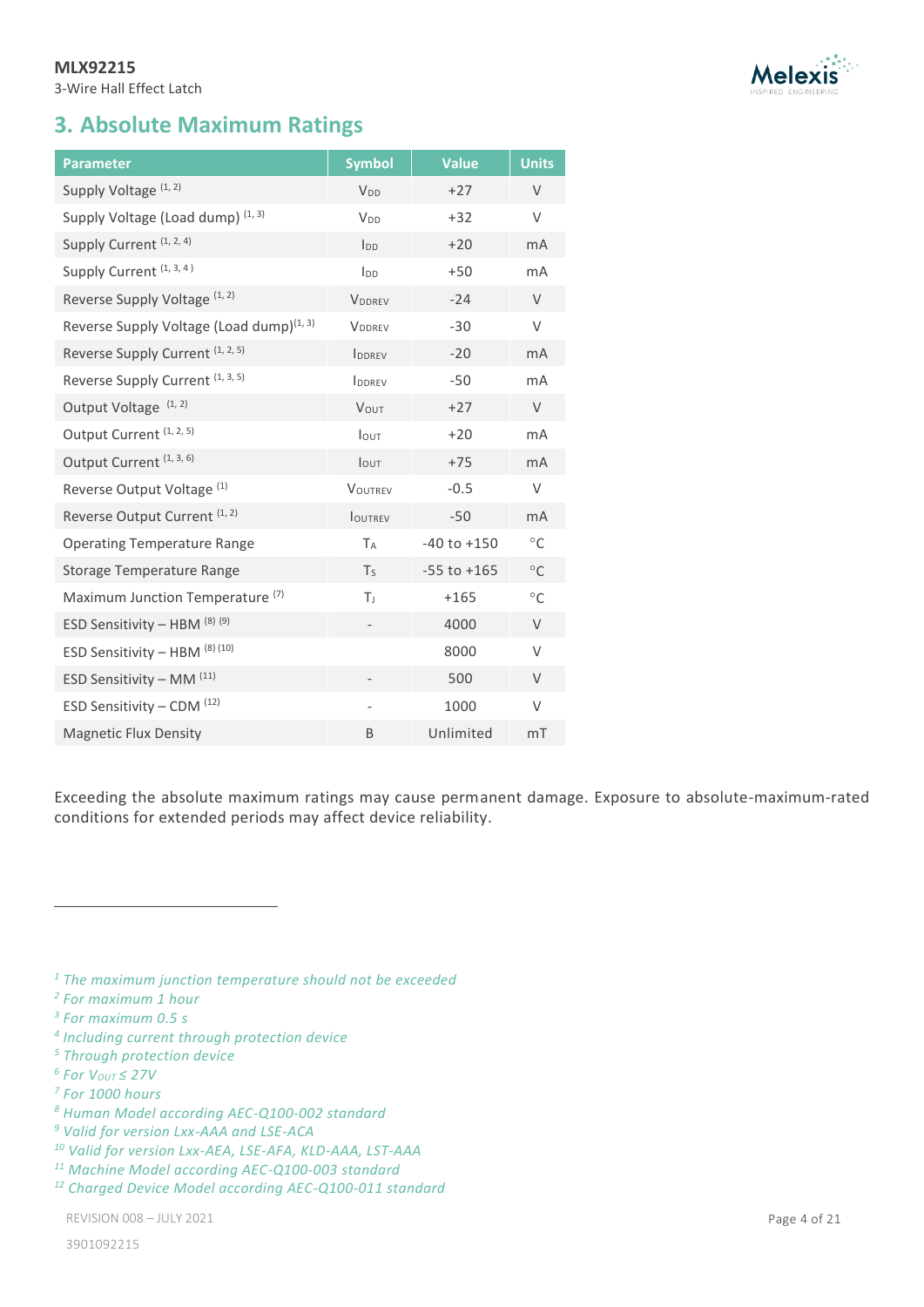## 3. Absolute Maximum Ratings

| Parameter | Symbol | Value | Units |
|---|---|---|---|
| Supply Voltage [1, 2] | $V_{DD}$ | +27 | V |
| Supply Voltage (Load dump) [1, 3] | $V_{DD}$ | +32 | V |
| Supply Current [1, 2, 4] | $I_{DD}$ | +20 | mA |
| Supply Current [1, 3, 4] | $I_{DD}$ | +50 | mA |
| Reverse Supply Voltage [1, 2] | $V_{DDREV}$ | -24 | V |
| Reverse Supply Voltage (Load dump)[1, 3] | $V_{DDREV}$ | -30 | V |
| Reverse Supply Current [1, 2, 5] | $I_{DDREV}$ | -20 | mA |
| Reverse Supply Current [1, 3, 5] | $I_{DDREV}$ | -50 | mA |
| Output Voltage [1, 2] | $V_{OUT}$ | +27 | V |
| Output Current [1, 2, 5] | $I_{OUT}$ | +20 | mA |
| Output Current [1, 3, 6] | $I_{OUT}$ | +75 | mA |
| Reverse Output Voltage [1] | $V_{OUTREV}$ | -0.5 | V |
| Reverse Output Current [1, 2] | $I_{OUTREV}$ | -50 | mA |
| Operating Temperature Range | $T_A$ | -40 to +150 | °C |
| Storage Temperature Range | $T_S$ | -55 to +165 | °C |
| Maximum Junction Temperature [7] | $T_J$ | +165 | °C |
| ESD Sensitivity – HBM [8] [9] | - | 4000 | V |
| ESD Sensitivity – HBM [8] [10] | | 8000 | V |
| ESD Sensitivity – MM [11] | - | 500 | V |
| ESD Sensitivity – CDM [12] | - | 1000 | V |
| Magnetic Flux Density | B | Unlimited | mT |

Exceeding the absolute maximum ratings may cause permanent damage. Exposure to absolute-maximum-rated conditions for extended periods may affect device reliability.

---

[1] *The maximum junction temperature should not be exceeded*
[2] *For maximum 1 hour*
[3] *For maximum 0.5 s*
[4] *Including current through protection device*
[5] *Through protection device*
[6] *For $V_{OUT} \leq 27V$*
[7] *For 1000 hours*
[8] *Human Model according AEC-Q100-002 standard*
[9] *Valid for version Lxx-AAA and LSE-ACA*
[10] *Valid for version Lxx-AEA, LSE-AFA, KLD-AAA, LST-AAA*
[11] *Machine Model according AEC-Q100-003 standard*
[12] *Charged Device Model according AEC-Q100-011 standard*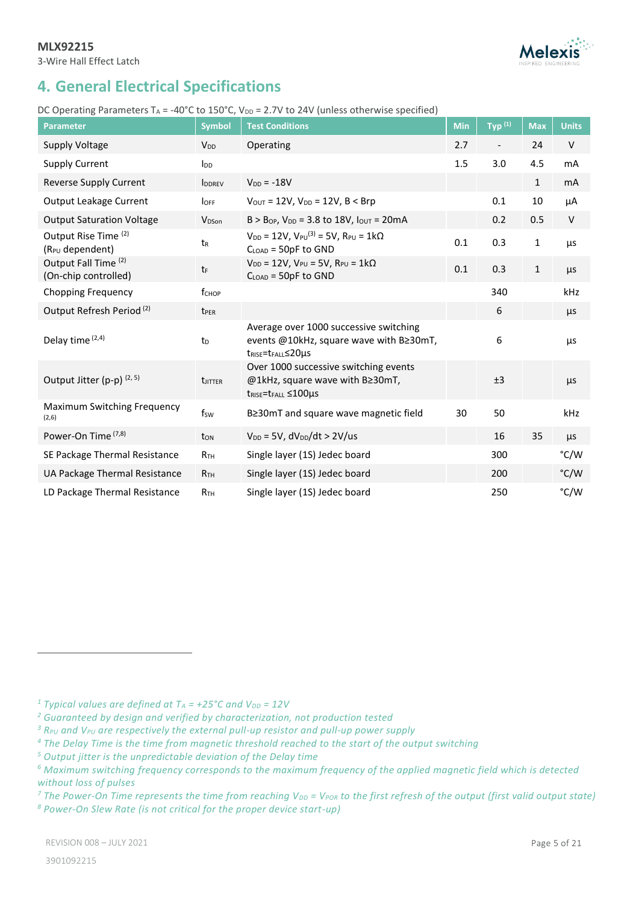# 4. General Electrical Specifications

DC Operating Parameters $T_A$ = -40°C to 150°C, $V_{DD}$ = 2.7V to 24V (unless otherwise specified)

| Parameter | Symbol | Test Conditions | Min | Typ [1] | Max | Units |
|---|---|---|---|---|---|---|
| Supply Voltage | $V_{DD}$ | Operating | 2.7 | - | 24 | V |
| Supply Current | $I_{DD}$ | | 1.5 | 3.0 | 4.5 | mA |
| Reverse Supply Current | $I_{DDREV}$ | $V_{DD}$ = -18V | | | 1 | mA |
| Output Leakage Current | $I_{OFF}$ | $V_{OUT}$ = 12V, $V_{DD}$ = 12V, B < Brp | | 0.1 | 10 | µA |
| Output Saturation Voltage | $V_{DSon}$ | B > $B_{OP}$, $V_{DD}$ = 3.8 to 18V, $I_{OUT}$ = 20mA | | 0.2 | 0.5 | V |
| Output Rise Time [2] ($R_{PU}$ dependent) | $t_R$ | $V_{DD}$ = 12V, $V_{PU}$[3] = 5V, $R_{PU}$ = 1kΩ $C_{LOAD}$ = 50pF to GND | 0.1 | 0.3 | 1 | µs |
| Output Fall Time [2] (On-chip controlled) | $t_F$ | $V_{DD}$ = 12V, $V_{PU}$ = 5V, $R_{PU}$ = 1kΩ $C_{LOAD}$ = 50pF to GND | 0.1 | 0.3 | 1 | µs |
| Chopping Frequency | $f_{CHOP}$ | | | 340 | | kHz |
| Output Refresh Period [2] | $t_{PER}$ | | | 6 | | µs |
| Delay time [2,4] | $t_D$ | Average over 1000 successive switching events @10kHz, square wave with B≥30mT, $t_{RISE}$=$t_{FALL}$≤20µs | | 6 | | µs |
| Output Jitter (p-p) [2, 5] | $t_{JITTER}$ | Over 1000 successive switching events @1kHz, square wave with B≥30mT, $t_{RISE}$=$t_{FALL}$ ≤100µs | | ±3 | | µs |
| Maximum Switching Frequency [2,6] | $f_{SW}$ | B≥30mT and square wave magnetic field | 30 | 50 | | kHz |
| Power-On Time [7,8] | $t_{ON}$ | $V_{DD}$ = 5V, $dV_{DD}/dt$ > 2V/us | | 16 | 35 | µs |
| SE Package Thermal Resistance | $R_{TH}$ | Single layer (1S) Jedec board | | 300 | | °C/W |
| UA Package Thermal Resistance | $R_{TH}$ | Single layer (1S) Jedec board | | 200 | | °C/W |
| LD Package Thermal Resistance | $R_{TH}$ | Single layer (1S) Jedec board | | 250 | | °C/W |

---

*[1] Typical values are defined at $T_A$ = +25°C and $V_{DD}$ = 12V*

*[2] Guaranteed by design and verified by characterization, not production tested*

*[3] $R_{PU}$ and $V_{PU}$ are respectively the external pull-up resistor and pull-up power supply*

*[4] The Delay Time is the time from magnetic threshold reached to the start of the output switching*

*[5] Output jitter is the unpredictable deviation of the Delay time*

*[6] Maximum switching frequency corresponds to the maximum frequency of the applied magnetic field which is detected without loss of pulses*

*[7] The Power-On Time represents the time from reaching $V_{DD}$ = $V_{POR}$ to the first refresh of the output (first valid output state)*

*[8] Power-On Slew Rate (is not critical for the proper device start-up)*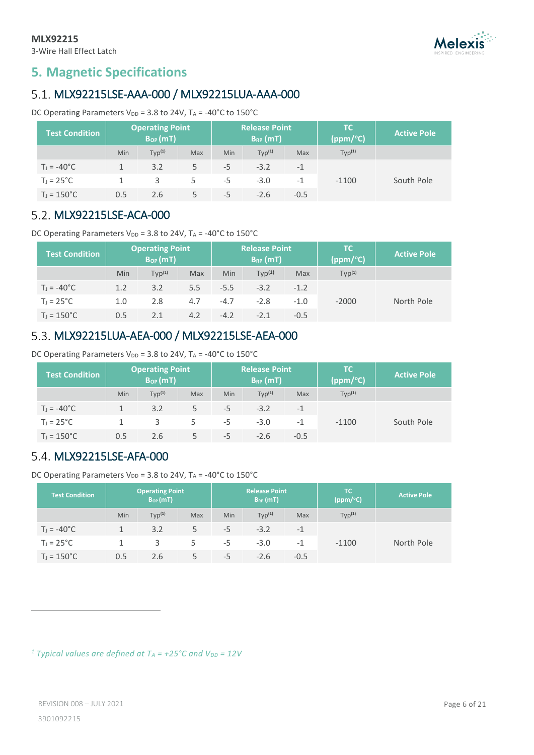# 5. Magnetic Specifications

## 5.1. MLX92215LSE-AAA-000 / MLX92215LUA-AAA-000

DC Operating Parameters $V_{DD}$ = 3.8 to 24V, $T_A$ = -40°C to 150°C

| Test Condition | Operating Point $B_{OP}$ (mT) | | | Release Point $B_{RP}$ (mT) | | | TC (ppm/°C) | Active Pole |
|---|---|---|---|---|---|---|---|---|
| | Min | Typ[1] | Max | Min | Typ[1] | Max | Typ[1] | |
| $T_J$ = -40°C | 1 | 3.2 | 5 | -5 | -3.2 | -1 | -1100 | South Pole |
| $T_J$ = 25°C | 1 | 3 | 5 | -5 | -3.0 | -1 | | |
| $T_J$ = 150°C | 0.5 | 2.6 | 5 | -5 | -2.6 | -0.5 | | |

## 5.2. MLX92215LSE-ACA-000

DC Operating Parameters $V_{DD}$ = 3.8 to 24V, $T_A$ = -40°C to 150°C

| Test Condition | Operating Point $B_{OP}$ (mT) | | | Release Point $B_{RP}$ (mT) | | | TC (ppm/°C) | Active Pole |
|---|---|---|---|---|---|---|---|---|
| | Min | Typ[1] | Max | Min | Typ[1] | Max | Typ[1] | |
| $T_J$ = -40°C | 1.2 | 3.2 | 5.5 | -5.5 | -3.2 | -1.2 | -2000 | North Pole |
| $T_J$ = 25°C | 1.0 | 2.8 | 4.7 | -4.7 | -2.8 | -1.0 | | |
| $T_J$ = 150°C | 0.5 | 2.1 | 4.2 | -4.2 | -2.1 | -0.5 | | |

## 5.3. MLX92215LUA-AEA-000 / MLX92215LSE-AEA-000

DC Operating Parameters $V_{DD}$ = 3.8 to 24V, $T_A$ = -40°C to 150°C

| Test Condition | Operating Point $B_{OP}$ (mT) | | | Release Point $B_{RP}$ (mT) | | | TC (ppm/°C) | Active Pole |
|---|---|---|---|---|---|---|---|---|
| | Min | Typ[1] | Max | Min | Typ[1] | Max | Typ[1] | |
| $T_J$ = -40°C | 1 | 3.2 | 5 | -5 | -3.2 | -1 | -1100 | South Pole |
| $T_J$ = 25°C | 1 | 3 | 5 | -5 | -3.0 | -1 | | |
| $T_J$ = 150°C | 0.5 | 2.6 | 5 | -5 | -2.6 | -0.5 | | |

## 5.4. MLX92215LSE-AFA-000

DC Operating Parameters $V_{DD}$ = 3.8 to 24V, $T_A$ = -40°C to 150°C

| Test Condition | Operating Point $B_{OP}$ (mT) | | | Release Point $B_{RP}$ (mT) | | | TC (ppm/°C) | Active Pole |
|---|---|---|---|---|---|---|---|---|
| | Min | Typ[1] | Max | Min | Typ[1] | Max | Typ[1] | |
| $T_J$ = -40°C | 1 | 3.2 | 5 | -5 | -3.2 | -1 | -1100 | North Pole |
| $T_J$ = 25°C | 1 | 3 | 5 | -5 | -3.0 | -1 | | |
| $T_J$ = 150°C | 0.5 | 2.6 | 5 | -5 | -2.6 | -0.5 | | |

[1] *Typical values are defined at $T_A$ = +25°C and $V_{DD}$ = 12V*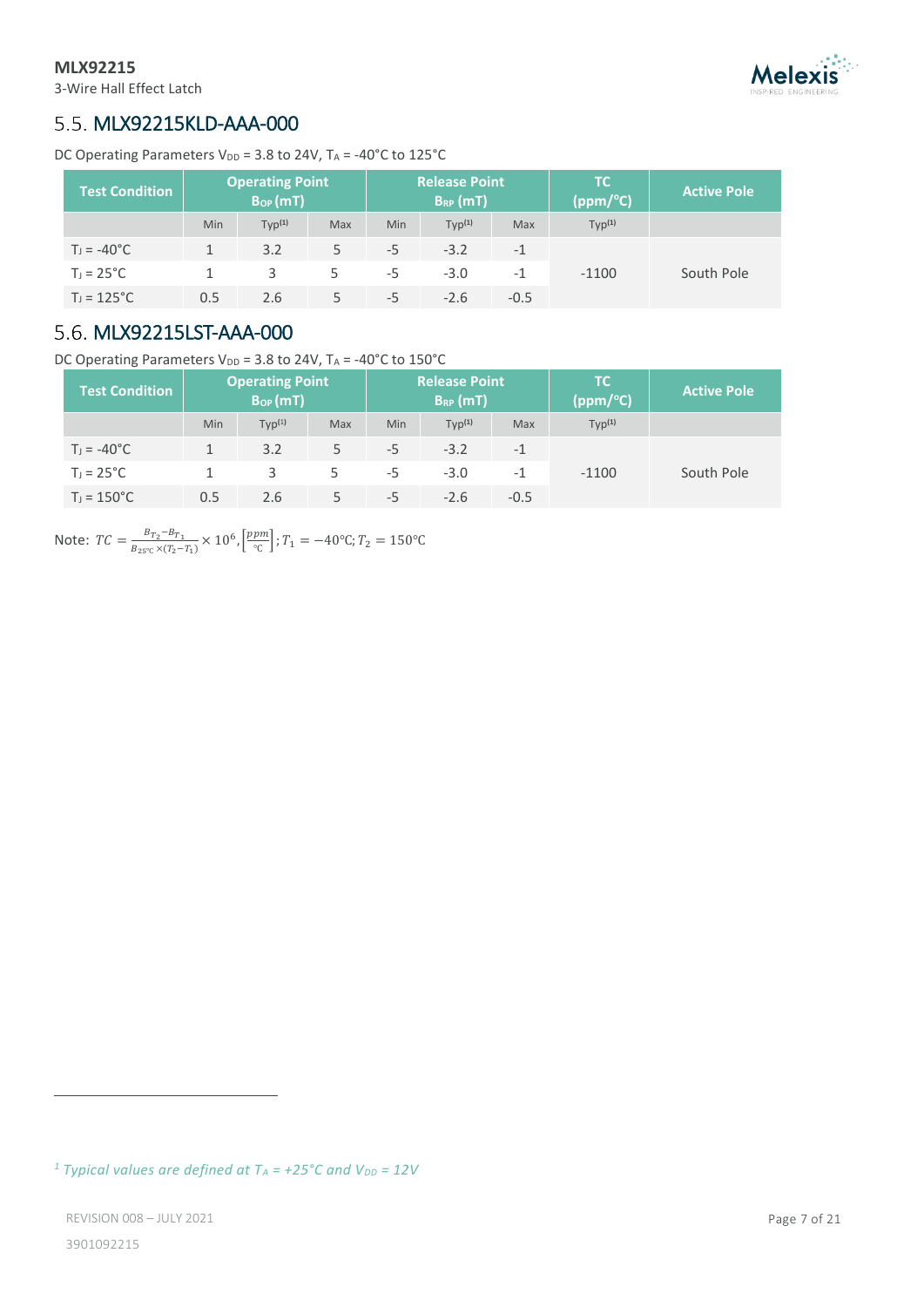## 5.5. MLX92215KLD-AAA-000

DC Operating Parameters $V_{DD}$ = 3.8 to 24V, $T_A$ = -40°C to 125°C

| Test Condition | Operating Point $B_{OP}$ (mT) | | | Release Point $B_{RP}$ (mT) | | | TC (ppm/°C) | Active Pole |
|---|---|---|---|---|---|---|---|---|
| | Min | Typ[1] | Max | Min | Typ[1] | Max | Typ[1] | |
| $T_J$ = -40°C | 1 | 3.2 | 5 | -5 | -3.2 | -1 | -1100 | South Pole |
| $T_J$ = 25°C | 1 | 3 | 5 | -5 | -3.0 | -1 | | |
| $T_J$ = 125°C | 0.5 | 2.6 | 5 | -5 | -2.6 | -0.5 | | |

## 5.6. MLX92215LST-AAA-000

DC Operating Parameters $V_{DD}$ = 3.8 to 24V, $T_A$ = -40°C to 150°C

| Test Condition | Operating Point $B_{OP}$ (mT) | | | Release Point $B_{RP}$ (mT) | | | TC (ppm/°C) | Active Pole |
|---|---|---|---|---|---|---|---|---|
| | Min | Typ[1] | Max | Min | Typ[1] | Max | Typ[1] | |
| $T_J$ = -40°C | 1 | 3.2 | 5 | -5 | -3.2 | -1 | -1100 | South Pole |
| $T_J$ = 25°C | 1 | 3 | 5 | -5 | -3.0 | -1 | | |
| $T_J$ = 150°C | 0.5 | 2.6 | 5 | -5 | -2.6 | -0.5 | | |

Note: $TC = \frac{B_{T_2} - B_{T_1}}{B_{25°C} \times (T_2 - T_1)} \times 10^6, \left[\frac{ppm}{°C}\right]; T_1 = -40°C; T_2 = 150°C$

[1] *Typical values are defined at $T_A$ = +25°C and $V_{DD}$ = 12V*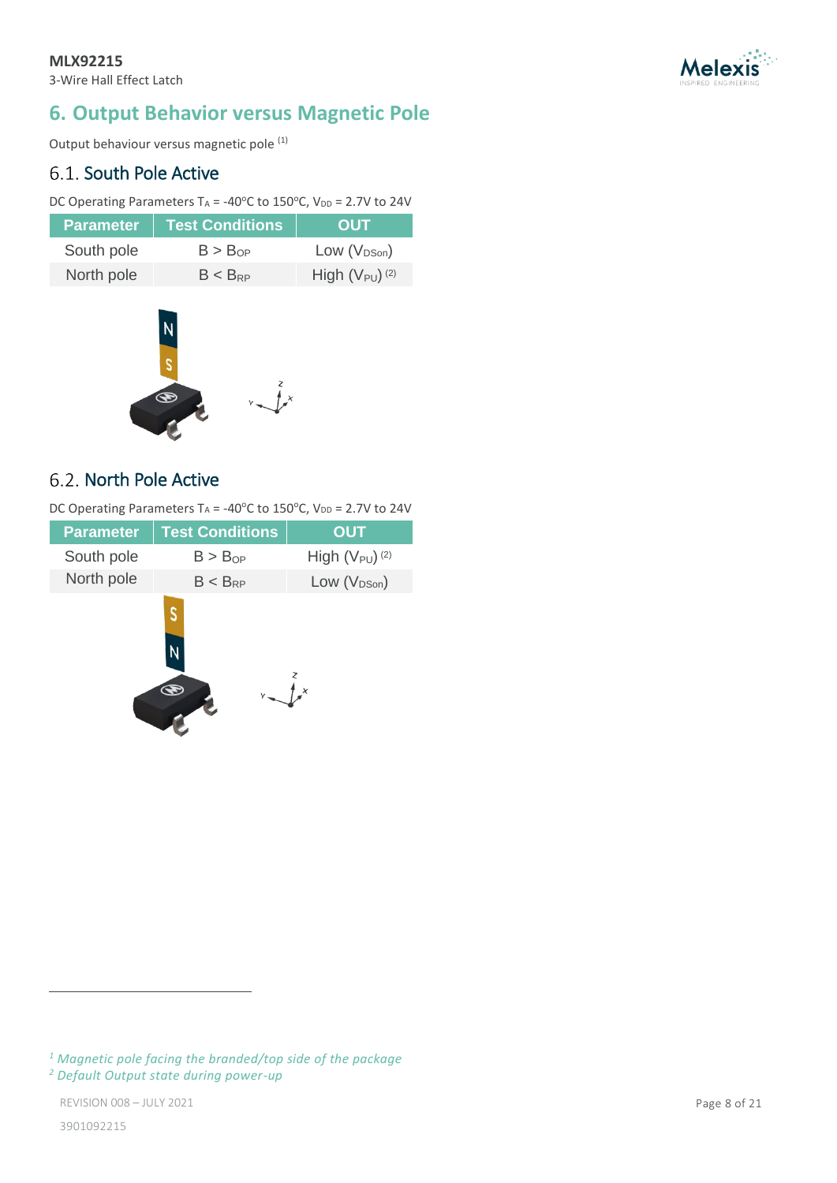# 6. Output Behavior versus Magnetic Pole

Output behaviour versus magnetic pole [1]

## 6.1. South Pole Active

DC Operating Parameters $T_A$ = -40°C to 150°C, $V_{DD}$ = 2.7V to 24V

| Parameter | Test Conditions | OUT |
|---|---|---|
| South pole | $B > B_{OP}$ | Low ($V_{DSon}$) |
| North pole | $B < B_{RP}$ | High ($V_{PU}$) [2] |

## 6.2. North Pole Active

DC Operating Parameters $T_A$ = -40°C to 150°C, $V_{DD}$ = 2.7V to 24V

| Parameter | Test Conditions | OUT |
|---|---|---|
| South pole | $B > B_{OP}$ | High ($V_{PU}$) [2] |
| North pole | $B < B_{RP}$ | Low ($V_{DSon}$) |

---

[1] *Magnetic pole facing the branded/top side of the package*

[2] *Default Output state during power-up*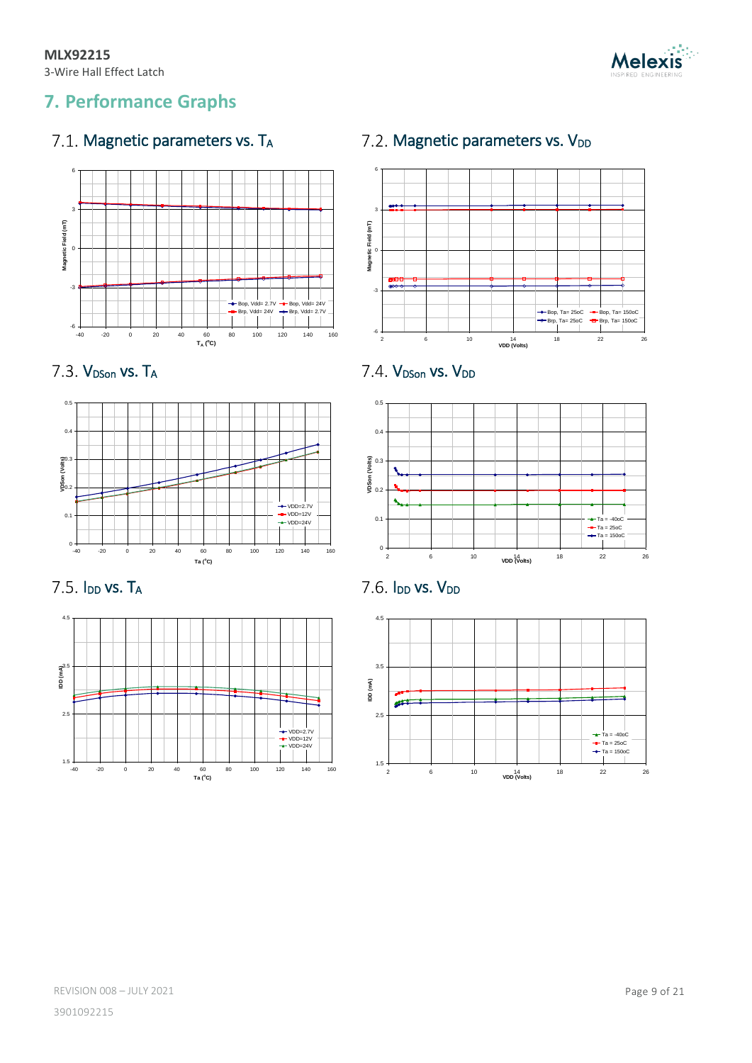# 7. Performance Graphs

## 7.1. Magnetic parameters vs. $T_A$

## 7.2. Magnetic parameters vs. $V_{DD}$

## 7.3. $V_{DSon}$ vs. $T_A$

## 7.4. $V_{DSon}$ vs. $V_{DD}$

## 7.5. $I_{DD}$ vs. $T_A$

## 7.6. $I_{DD}$ vs. $V_{DD}$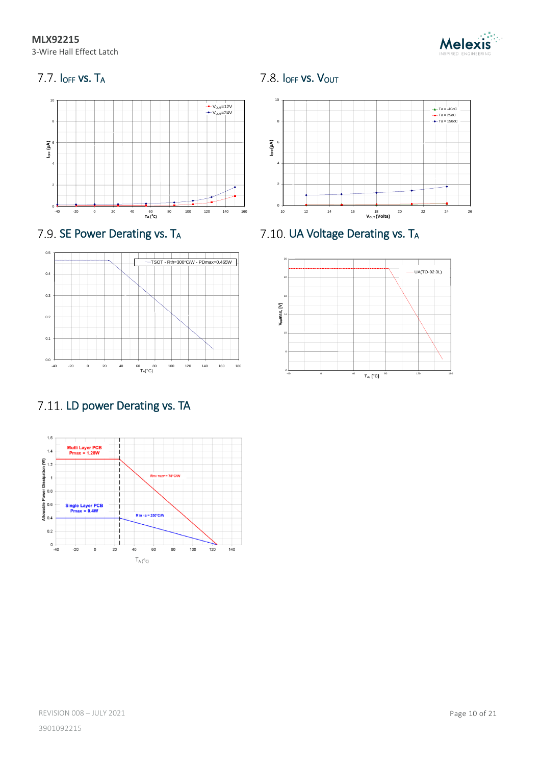### 7.7. $I_{OFF}$ vs. $T_A$

### 7.8. $I_{OFF}$ vs. $V_{OUT}$

### 7.9. SE Power Derating vs. $T_A$

### 7.10. UA Voltage Derating vs. $T_A$

### 7.11. LD power Derating vs. TA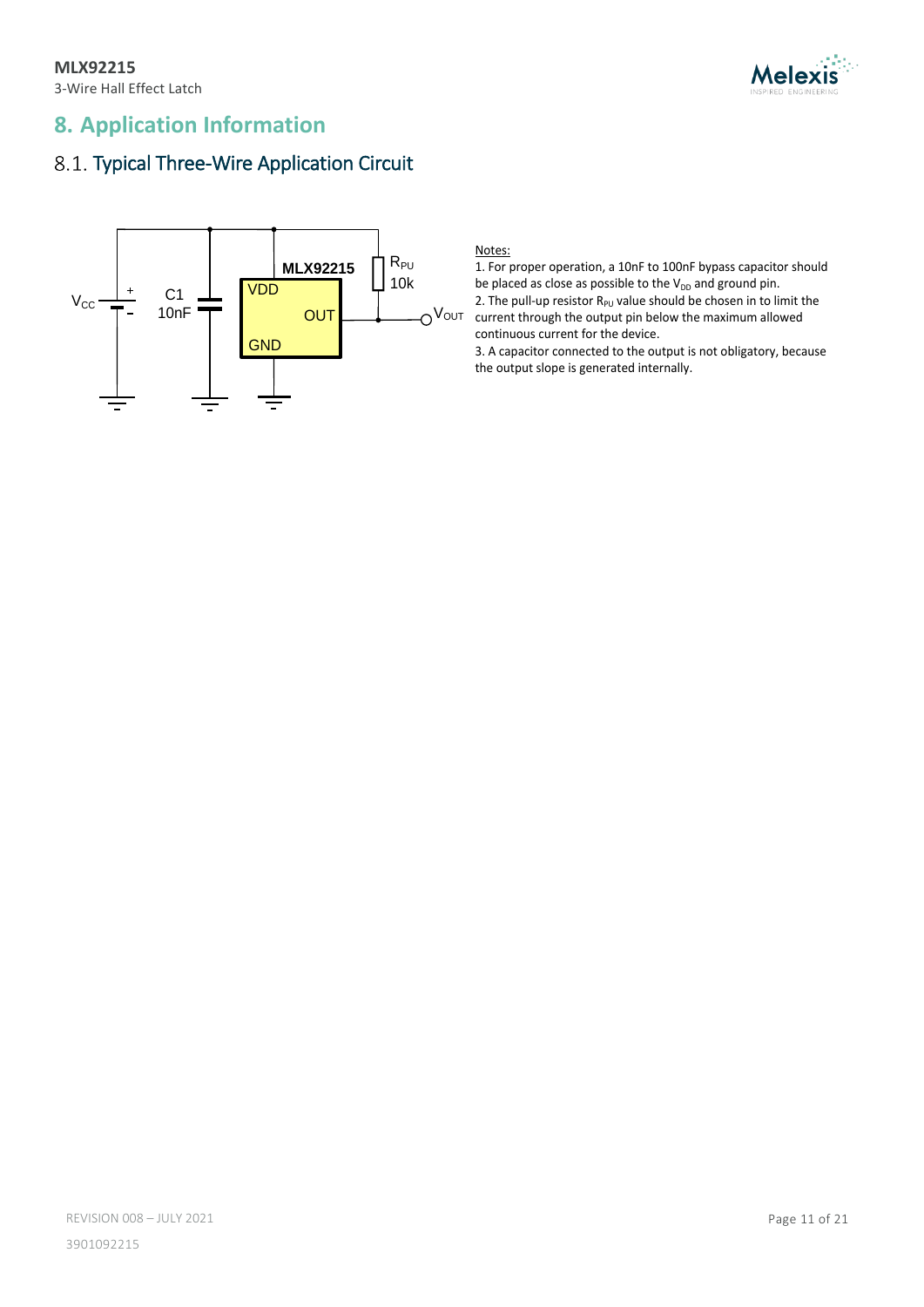# 8. Application Information

## 8.1. Typical Three-Wire Application Circuit

$V_{CC}$ C1 10nF MLX92215 VDD OUT GND $R_{PU}$ 10k $V_{OUT}$

Notes:

1. For proper operation, a 10nF to 100nF bypass capacitor should be placed as close as possible to the $V_{DD}$ and ground pin.
2. The pull-up resistor $R_{PU}$ value should be chosen in to limit the current through the output pin below the maximum allowed continuous current for the device.
3. A capacitor connected to the output is not obligatory, because the output slope is generated internally.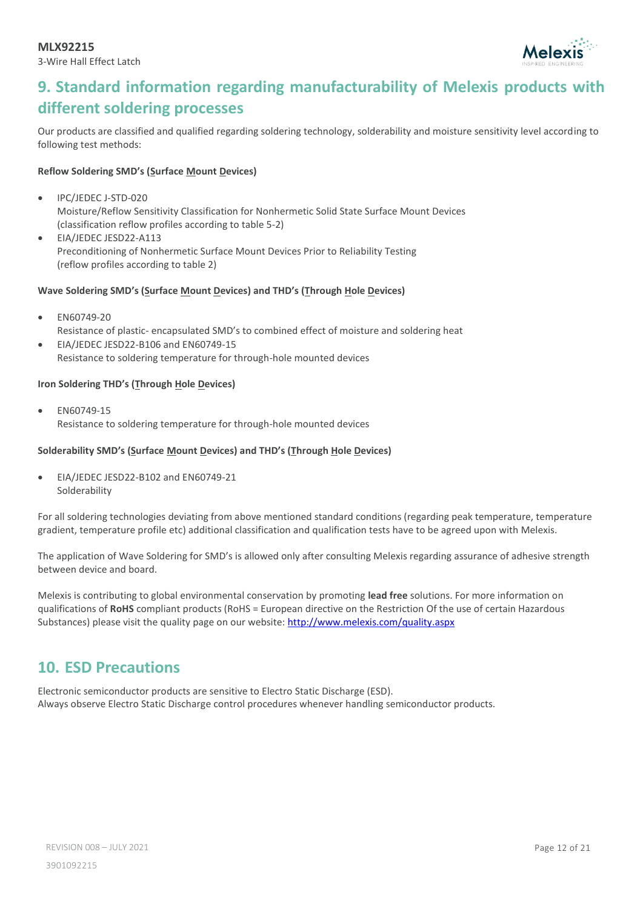# 9. Standard information regarding manufacturability of Melexis products with different soldering processes

Our products are classified and qualified regarding soldering technology, solderability and moisture sensitivity level according to following test methods:

**Reflow Soldering SMD's (Surface Mount Devices)**

- IPC/JEDEC J-STD-020
  Moisture/Reflow Sensitivity Classification for Nonhermetic Solid State Surface Mount Devices
  (classification reflow profiles according to table 5-2)
- EIA/JEDEC JESD22-A113
  Preconditioning of Nonhermetic Surface Mount Devices Prior to Reliability Testing
  (reflow profiles according to table 2)

**Wave Soldering SMD's (Surface Mount Devices) and THD's (Through Hole Devices)**

- EN60749-20
  Resistance of plastic- encapsulated SMD's to combined effect of moisture and soldering heat
- EIA/JEDEC JESD22-B106 and EN60749-15
  Resistance to soldering temperature for through-hole mounted devices

**Iron Soldering THD's (Through Hole Devices)**

- EN60749-15
  Resistance to soldering temperature for through-hole mounted devices

**Solderability SMD's (Surface Mount Devices) and THD's (Through Hole Devices)**

- EIA/JEDEC JESD22-B102 and EN60749-21
  Solderability

For all soldering technologies deviating from above mentioned standard conditions (regarding peak temperature, temperature gradient, temperature profile etc) additional classification and qualification tests have to be agreed upon with Melexis.

The application of Wave Soldering for SMD's is allowed only after consulting Melexis regarding assurance of adhesive strength between device and board.

Melexis is contributing to global environmental conservation by promoting **lead free** solutions. For more information on qualifications of **RoHS** compliant products (RoHS = European directive on the Restriction Of the use of certain Hazardous Substances) please visit the quality page on our website: [http://www.melexis.com/quality.aspx](http://www.melexis.com/quality.aspx)

# 10. ESD Precautions

Electronic semiconductor products are sensitive to Electro Static Discharge (ESD).
Always observe Electro Static Discharge control procedures whenever handling semiconductor products.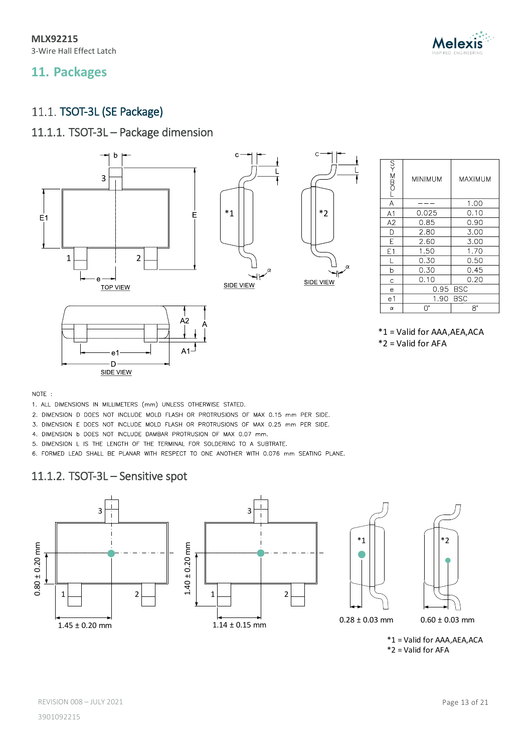## 11. Packages

### 11.1. TSOT-3L (SE Package)

#### 11.1.1. TSOT-3L – Package dimension

| SYMBOL | MINIMUM | MAXIMUM |
|---|---|---|
| A | --- | 1.00 |
| A1 | 0.025 | 0.10 |
| A2 | 0.85 | 0.90 |
| D | 2.80 | 3.00 |
| E | 2.60 | 3.00 |
| E1 | 1.50 | 1.70 |
| L | 0.30 | 0.50 |
| b | 0.30 | 0.45 |
| c | 0.10 | 0.20 |
| e | 0.95 BSC | |
| e1 | 1.90 BSC | |
| α | 0° | 8° |

*1 = Valid for AAA,AEA,ACA
*2 = Valid for AFA

NOTE :

1. ALL DIMENSIONS IN MILLIMETERS (mm) UNLESS OTHERWISE STATED.
2. DIMENSION D DOES NOT INCLUDE MOLD FLASH OR PROTRUSIONS OF MAX 0.15 mm PER SIDE.
3. DIMENSION E DOES NOT INCLUDE MOLD FLASH OR PROTRUSIONS OF MAX 0.25 mm PER SIDE.
4. DIMENSION b DOES NOT INCLUDE DAMBAR PROTRUSION OF MAX 0.07 mm.
5. DIMENSION L IS THE LENGTH OF THE TERMINAL FOR SOLDERING TO A SUBTRATE.
6. FORMED LEAD SHALL BE PLANAR WITH RESPECT TO ONE ANOTHER WITH 0.076 mm SEATING PLANE.

#### 11.1.2. TSOT-3L – Sensitive spot

0.80 ± 0.20 mm | 1.45 ± 0.20 mm (*1)

1.40 ± 0.20 mm | 1.14 ± 0.15 mm (*2)

0.28 ± 0.03 mm (*1)

0.60 ± 0.03 mm (*2)

*1 = Valid for AAA,AEA,ACA
*2 = Valid for AFA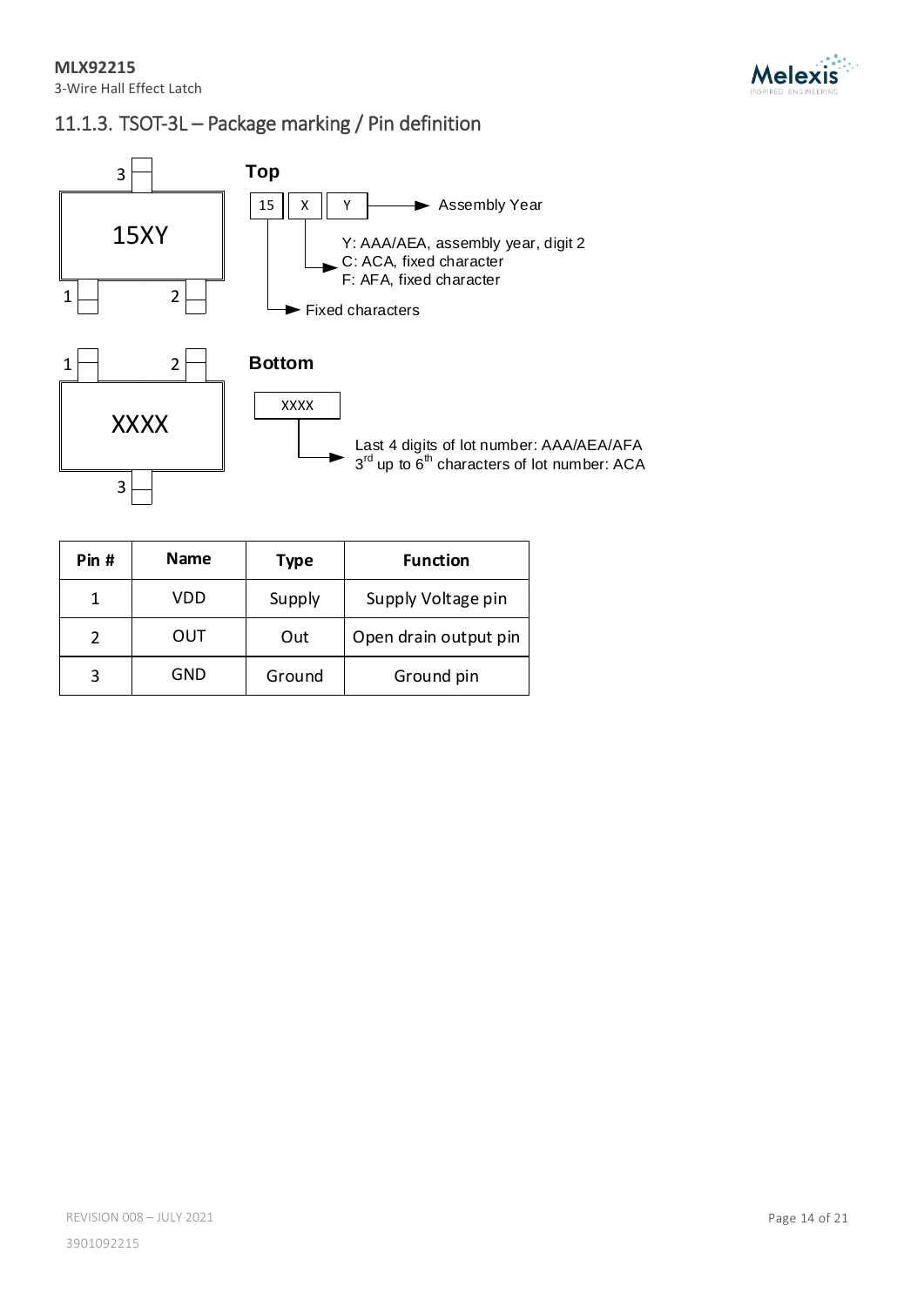### 11.1.3. TSOT-3L – Package marking / Pin definition

**Top**

15XY

- 15 → Fixed characters
- X → Y: AAA/AEA, assembly year, digit 2; C: ACA, fixed character; F: AFA, fixed character
- Y → Assembly Year

**Bottom**

XXXX

- XXXX → Last 4 digits of lot number: AAA/AEA/AFA; 3rd up to 6th characters of lot number: ACA

| Pin # | Name | Type | Function |
|---|---|---|---|
| 1 | VDD | Supply | Supply Voltage pin |
| 2 | OUT | Out | Open drain output pin |
| 3 | GND | Ground | Ground pin |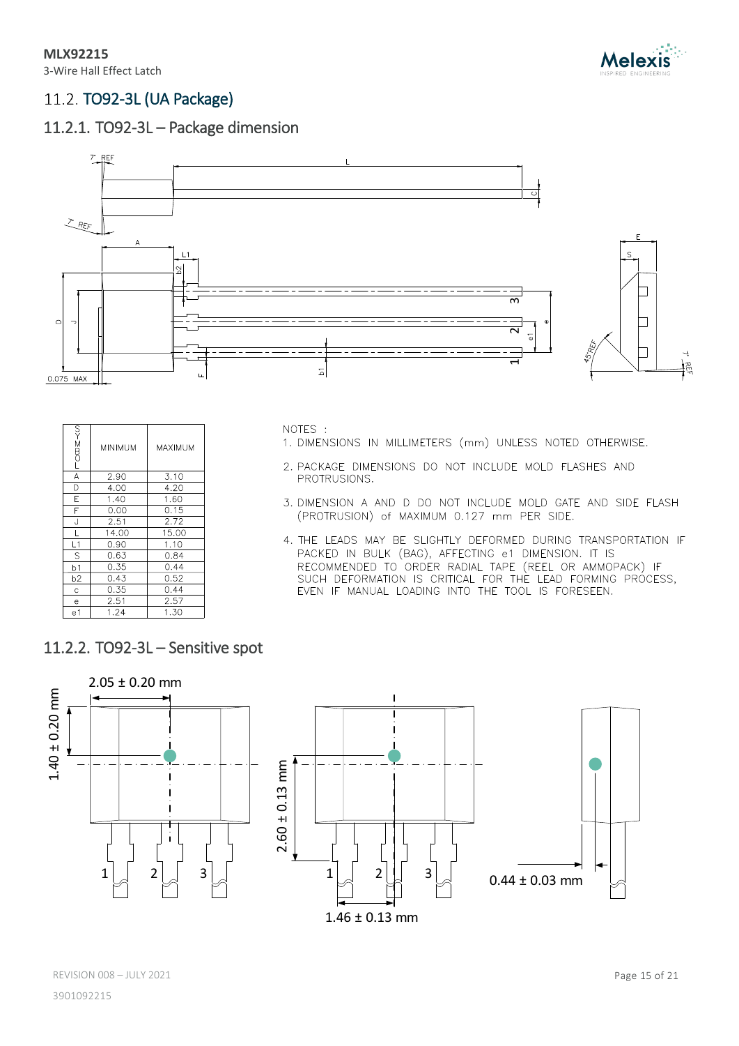## 11.2. TO92-3L (UA Package)

### 11.2.1. TO92-3L – Package dimension

| SYMBOL | MINIMUM | MAXIMUM |
|---|---|---|
| A | 2.90 | 3.10 |
| D | 4.00 | 4.20 |
| E | 1.40 | 1.60 |
| F | 0.00 | 0.15 |
| J | 2.51 | 2.72 |
| L | 14.00 | 15.00 |
| L1 | 0.90 | 1.10 |
| S | 0.63 | 0.84 |
| b1 | 0.35 | 0.44 |
| b2 | 0.43 | 0.52 |
| c | 0.35 | 0.44 |
| e | 2.51 | 2.57 |
| e1 | 1.24 | 1.30 |

NOTES :

1. DIMENSIONS IN MILLIMETERS (mm) UNLESS NOTED OTHERWISE.
2. PACKAGE DIMENSIONS DO NOT INCLUDE MOLD FLASHES AND PROTRUSIONS.
3. DIMENSION A AND D DO NOT INCLUDE MOLD GATE AND SIDE FLASH (PROTRUSION) of MAXIMUM 0.127 mm PER SIDE.
4. THE LEADS MAY BE SLIGHTLY DEFORMED DURING TRANSPORTATION IF PACKED IN BULK (BAG), AFFECTING e1 DIMENSION. IT IS RECOMMENDED TO ORDER RADIAL TAPE (REEL OR AMMOPACK) IF SUCH DEFORMATION IS CRITICAL FOR THE LEAD FORMING PROCESS, EVEN IF MANUAL LOADING INTO THE TOOL IS FORESEEN.

### 11.2.2. TO92-3L – Sensitive spot

2.05 ± 0.20 mm

1.40 ± 0.20 mm

2.60 ± 0.13 mm

1.46 ± 0.13 mm

0.44 ± 0.03 mm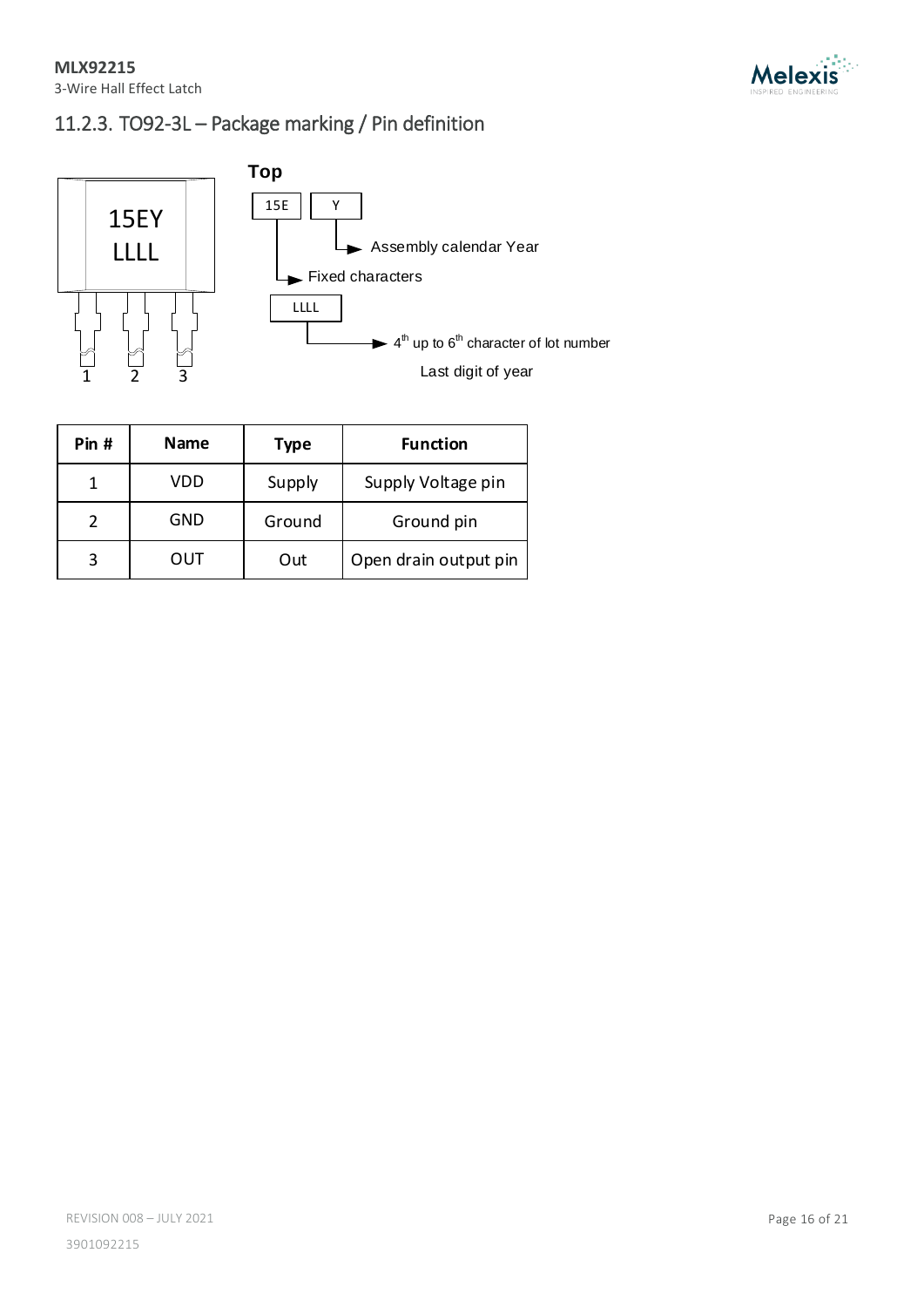### 11.2.3. TO92-3L – Package marking / Pin definition

**Top**

15EY
LLLL

1 2 3

15E — Fixed characters

Y — Assembly calendar Year

LLLL — 4th up to 6th character of lot number

Last digit of year

| Pin # | Name | Type | Function |
|---|---|---|---|
| 1 | VDD | Supply | Supply Voltage pin |
| 2 | GND | Ground | Ground pin |
| 3 | OUT | Out | Open drain output pin |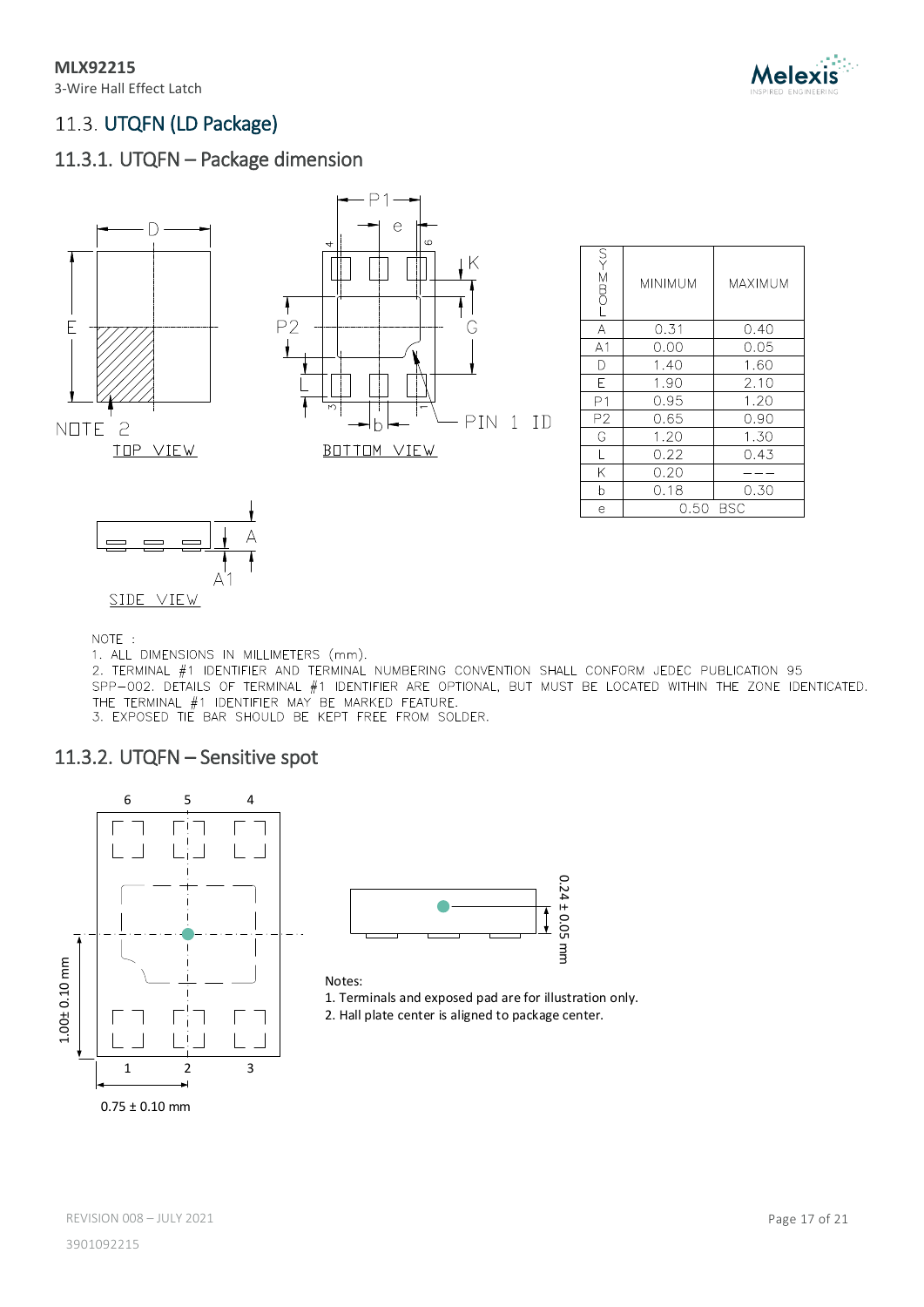## 11.3. UTQFN (LD Package)

### 11.3.1. UTQFN – Package dimension

| SYMBOL | MINIMUM | MAXIMUM |
|---|---|---|
| A | 0.31 | 0.40 |
| A1 | 0.00 | 0.05 |
| D | 1.40 | 1.60 |
| E | 1.90 | 2.10 |
| P1 | 0.95 | 1.20 |
| P2 | 0.65 | 0.90 |
| G | 1.20 | 1.30 |
| L | 0.22 | 0.43 |
| K | 0.20 | --- |
| b | 0.18 | 0.30 |
| e | 0.50 BSC | |

NOTE :

1. ALL DIMENSIONS IN MILLIMETERS (mm).
2. TERMINAL #1 IDENTIFIER AND TERMINAL NUMBERING CONVENTION SHALL CONFORM JEDEC PUBLICATION 95 SPP-002. DETAILS OF TERMINAL #1 IDENTIFIER ARE OPTIONAL, BUT MUST BE LOCATED WITHIN THE ZONE IDENTICATED. THE TERMINAL #1 IDENTIFIER MAY BE MARKED FEATURE.
3. EXPOSED TIE BAR SHOULD BE KEPT FREE FROM SOLDER.

### 11.3.2. UTQFN – Sensitive spot

Notes:

1. Terminals and exposed pad are for illustration only.
2. Hall plate center is aligned to package center.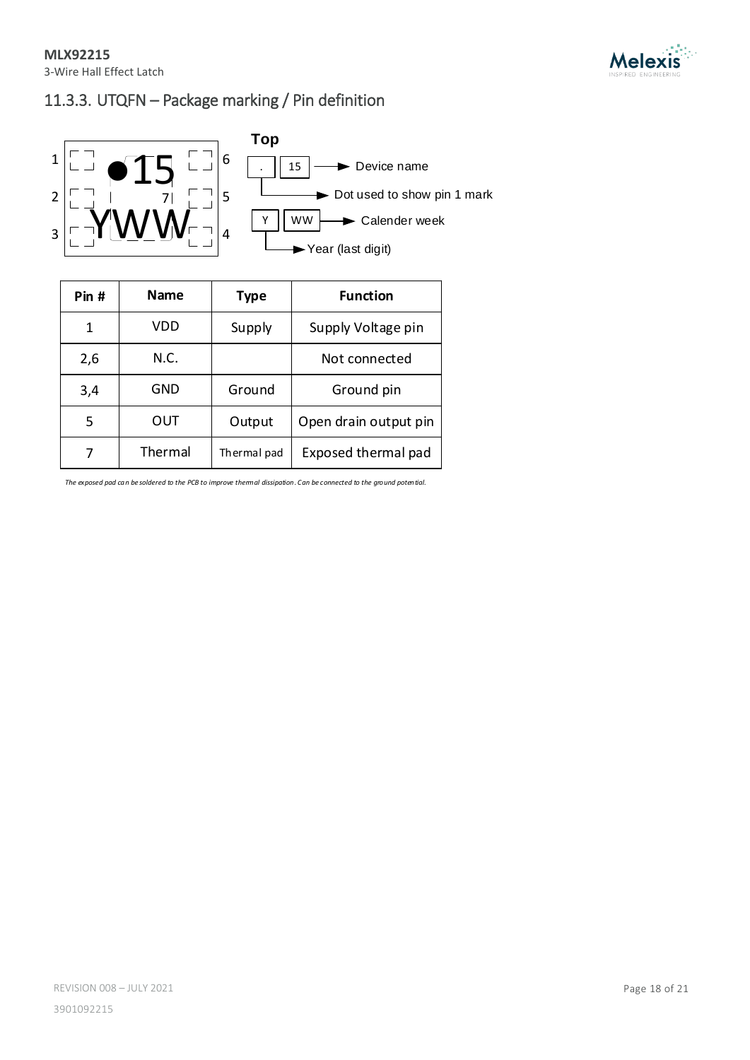### 11.3.3. UTQFN – Package marking / Pin definition

Top

1 ●15 6

2 7 5

3 YWW 4

. | 15 → Device name

→ Dot used to show pin 1 mark

Y | WW → Calender week

→ Year (last digit)

| Pin # | Name | Type | Function |
| --- | --- | --- | --- |
| 1 | VDD | Supply | Supply Voltage pin |
| 2,6 | N.C. | | Not connected |
| 3,4 | GND | Ground | Ground pin |
| 5 | OUT | Output | Open drain output pin |
| 7 | Thermal | Thermal pad | Exposed thermal pad |

*The exposed pad can be soldered to the PCB to improve thermal dissipation. Can be connected to the ground potential.*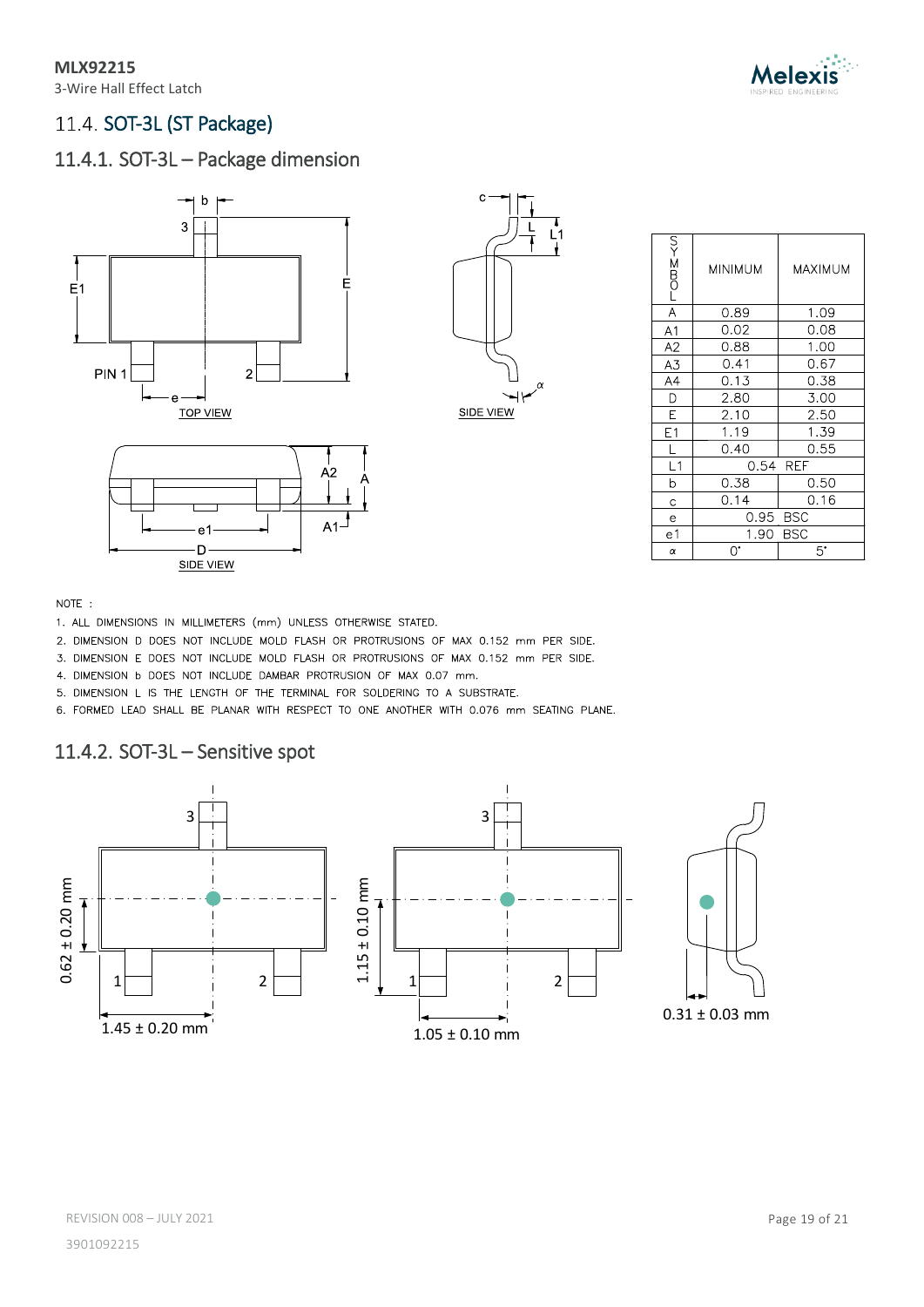## 11.4. SOT-3L (ST Package)

### 11.4.1. SOT-3L – Package dimension

| SYMBOL | MINIMUM | MAXIMUM |
|---|---|---|
| A | 0.89 | 1.09 |
| A1 | 0.02 | 0.08 |
| A2 | 0.88 | 1.00 |
| A3 | 0.41 | 0.67 |
| A4 | 0.13 | 0.38 |
| D | 2.80 | 3.00 |
| E | 2.10 | 2.50 |
| E1 | 1.19 | 1.39 |
| L | 0.40 | 0.55 |
| L1 | 0.54 REF | |
| b | 0.38 | 0.50 |
| c | 0.14 | 0.16 |
| e | 0.95 BSC | |
| e1 | 1.90 BSC | |
| α | 0° | 5° |

NOTE :

1. ALL DIMENSIONS IN MILLIMETERS (mm) UNLESS OTHERWISE STATED.
2. DIMENSION D DOES NOT INCLUDE MOLD FLASH OR PROTRUSIONS OF MAX 0.152 mm PER SIDE.
3. DIMENSION E DOES NOT INCLUDE MOLD FLASH OR PROTRUSIONS OF MAX 0.152 mm PER SIDE.
4. DIMENSION b DOES NOT INCLUDE DAMBAR PROTRUSION OF MAX 0.07 mm.
5. DIMENSION L IS THE LENGTH OF THE TERMINAL FOR SOLDERING TO A SUBSTRATE.
6. FORMED LEAD SHALL BE PLANAR WITH RESPECT TO ONE ANOTHER WITH 0.076 mm SEATING PLANE.

### 11.4.2. SOT-3L – Sensitive spot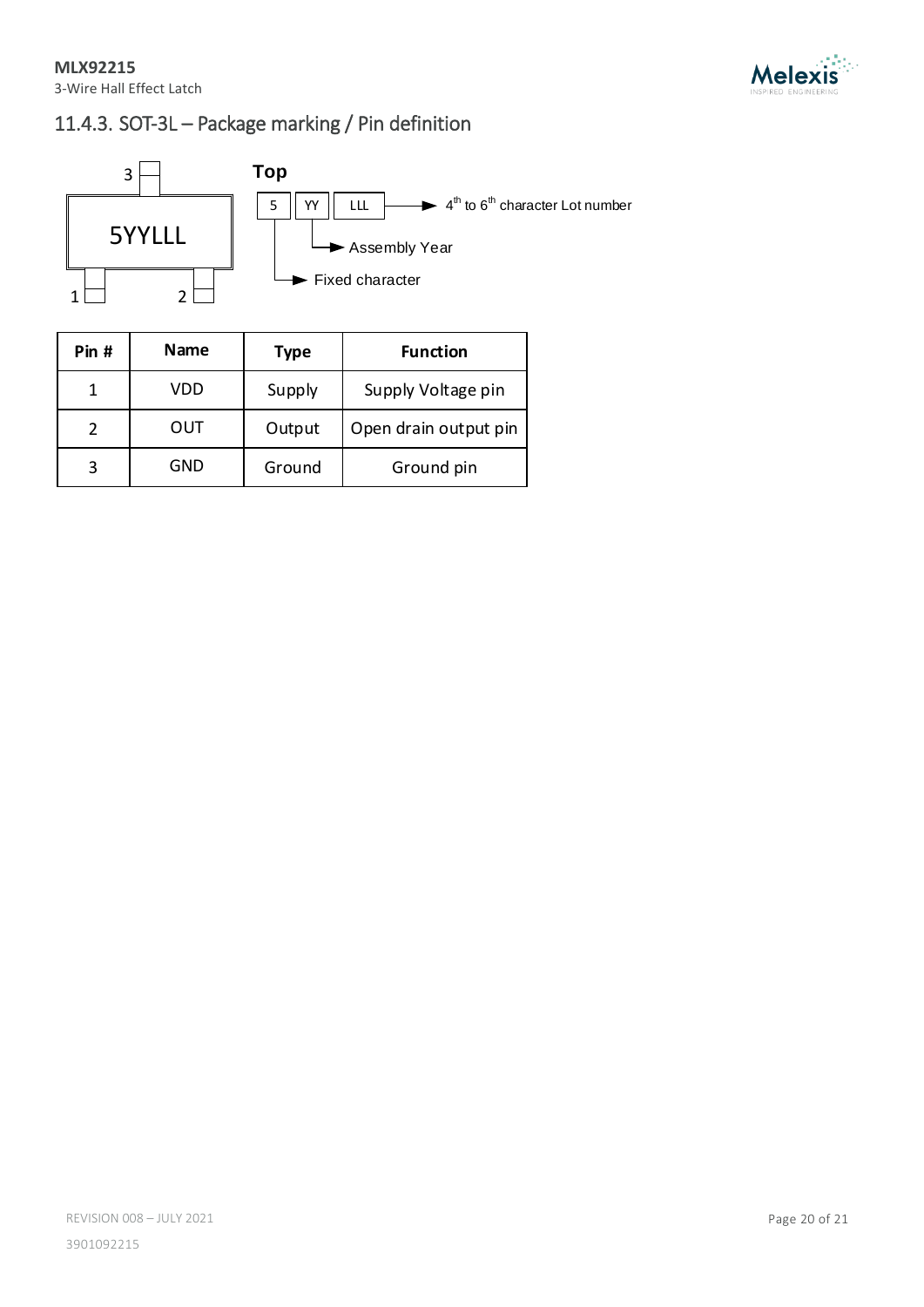## 11.4.3. SOT-3L – Package marking / Pin definition

3

5YYLLL

1 2

**Top**

5 | YY | LLL → 4th to 6th character Lot number

→ Assembly Year

→ Fixed character

| Pin # | Name | Type | Function |
| --- | --- | --- | --- |
| 1 | VDD | Supply | Supply Voltage pin |
| 2 | OUT | Output | Open drain output pin |
| 3 | GND | Ground | Ground pin |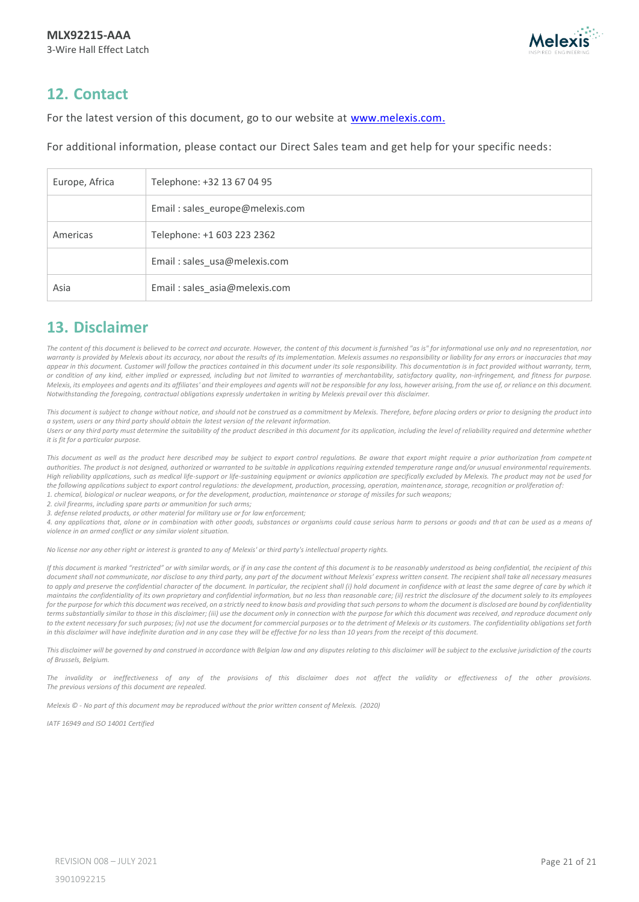## 12. Contact

For the latest version of this document, go to our website at [www.melexis.com.](http://www.melexis.com)

For additional information, please contact our Direct Sales team and get help for your specific needs:

| | |
|---|---|
| Europe, Africa | Telephone: +32 13 67 04 95 |
| | Email : sales_europe@melexis.com |
| Americas | Telephone: +1 603 223 2362 |
| | Email : sales_usa@melexis.com |
| Asia | Email : sales_asia@melexis.com |

## 13. Disclaimer

*The content of this document is believed to be correct and accurate. However, the content of this document is furnished "as is" for informational use only and no representation, nor warranty is provided by Melexis about its accuracy, nor about the results of its implementation. Melexis assumes no responsibility or liability for any errors or inaccuracies that may appear in this document. Customer will follow the practices contained in this document under its sole responsibility. This documentation is in fact provided without warranty, term, or condition of any kind, either implied or expressed, including but not limited to warranties of merchantability, satisfactory quality, non-infringement, and fitness for purpose. Melexis, its employees and agents and its affiliates' and their employees and agents will not be responsible for any loss, however arising, from the use of, or reliance on this document. Notwithstanding the foregoing, contractual obligations expressly undertaken in writing by Melexis prevail over this disclaimer.*

*This document is subject to change without notice, and should not be construed as a commitment by Melexis. Therefore, before placing orders or prior to designing the product into a system, users or any third party should obtain the latest version of the relevant information.*
*Users or any third party must determine the suitability of the product described in this document for its application, including the level of reliability required and determine whether it is fit for a particular purpose.*

*This document as well as the product here described may be subject to export control regulations. Be aware that export might require a prior authorization from competent authorities. The product is not designed, authorized or warranted to be suitable in applications requiring extended temperature range and/or unusual environmental requirements. High reliability applications, such as medical life-support or life-sustaining equipment or avionics application are specifically excluded by Melexis. The product may not be used for the following applications subject to export control regulations: the development, production, processing, operation, maintenance, storage, recognition or proliferation of:*
*1. chemical, biological or nuclear weapons, or for the development, production, maintenance or storage of missiles for such weapons;*
*2. civil firearms, including spare parts or ammunition for such arms;*
*3. defense related products, or other material for military use or for law enforcement;*
*4. any applications that, alone or in combination with other goods, substances or organisms could cause serious harm to persons or goods and that can be used as a means of violence in an armed conflict or any similar violent situation.*

*No license nor any other right or interest is granted to any of Melexis' or third party's intellectual property rights.*

*If this document is marked "restricted" or with similar words, or if in any case the content of this document is to be reasonably understood as being confidential, the recipient of this document shall not communicate, nor disclose to any third party, any part of the document without Melexis' express written consent. The recipient shall take all necessary measures to apply and preserve the confidential character of the document. In particular, the recipient shall (i) hold document in confidence with at least the same degree of care by which it maintains the confidentiality of its own proprietary and confidential information, but no less than reasonable care; (ii) restrict the disclosure of the document solely to its employees for the purpose for which this document was received, on a strictly need to know basis and providing that such persons to whom the document is disclosed are bound by confidentiality terms substantially similar to those in this disclaimer; (iii) use the document only in connection with the purpose for which this document was received, and reproduce document only to the extent necessary for such purposes; (iv) not use the document for commercial purposes or to the detriment of Melexis or its customers. The confidentiality obligations set forth in this disclaimer will have indefinite duration and in any case they will be effective for no less than 10 years from the receipt of this document.*

*This disclaimer will be governed by and construed in accordance with Belgian law and any disputes relating to this disclaimer will be subject to the exclusive jurisdiction of the courts of Brussels, Belgium.*

*The invalidity or ineffectiveness of any of the provisions of this disclaimer does not affect the validity or effectiveness of the other provisions. The previous versions of this document are repealed.*

*Melexis © - No part of this document may be reproduced without the prior written consent of Melexis. (2020)*

*IATF 16949 and ISO 14001 Certified*